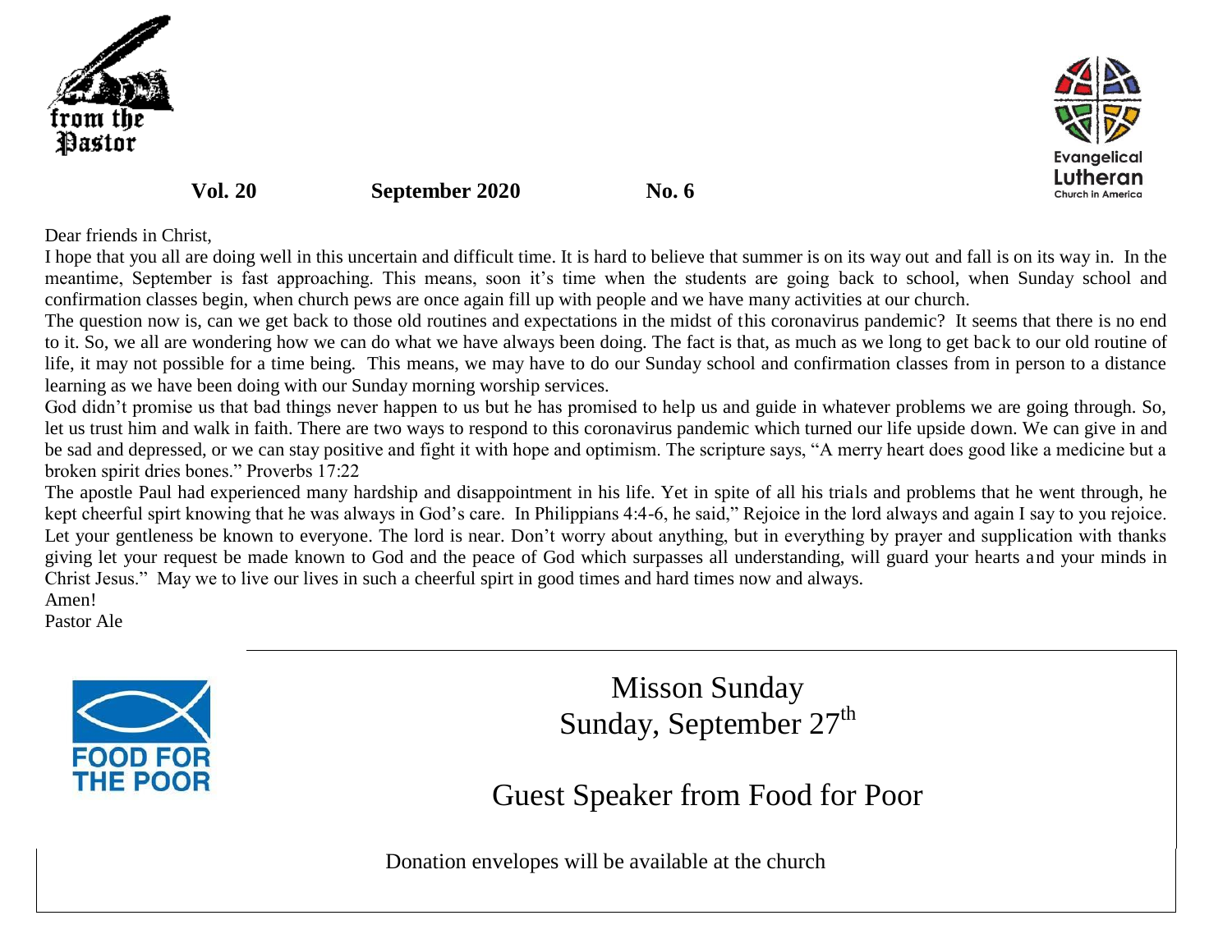from the Pastor

Evangelical Lutheran Church in America

**Vol. 20** **September 2020** **No. 6**

Dear friends in Christ,

I hope that you all are doing well in this uncertain and difficult time. It is hard to believe that summer is on its way out and fall is on its way in. In the meantime, September is fast approaching. This means, soon it's time when the students are going back to school, when Sunday school and confirmation classes begin, when church pews are once again fill up with people and we have many activities at our church.

The question now is, can we get back to those old routines and expectations in the midst of this coronavirus pandemic? It seems that there is no end to it. So, we all are wondering how we can do what we have always been doing. The fact is that, as much as we long to get back to our old routine of life, it may not possible for a time being. This means, we may have to do our Sunday school and confirmation classes from in person to a distance learning as we have been doing with our Sunday morning worship services.

God didn't promise us that bad things never happen to us but he has promised to help us and guide in whatever problems we are going through. So, let us trust him and walk in faith. There are two ways to respond to this coronavirus pandemic which turned our life upside down. We can give in and be sad and depressed, or we can stay positive and fight it with hope and optimism. The scripture says, "A merry heart does good like a medicine but a broken spirit dries bones." Proverbs 17:22

The apostle Paul had experienced many hardship and disappointment in his life. Yet in spite of all his trials and problems that he went through, he kept cheerful spirt knowing that he was always in God's care. In Philippians 4:4-6, he said," Rejoice in the lord always and again I say to you rejoice. Let your gentleness be known to everyone. The lord is near. Don't worry about anything, but in everything by prayer and supplication with thanks giving let your request be made known to God and the peace of God which surpasses all understanding, will guard your hearts and your minds in Christ Jesus." May we to live our lives in such a cheerful spirt in good times and hard times now and always.

Amen!

Pastor Ale

FOOD FOR THE POOR

Misson Sunday

Sunday, September 27th

Guest Speaker from Food for Poor

Donation envelopes will be available at the church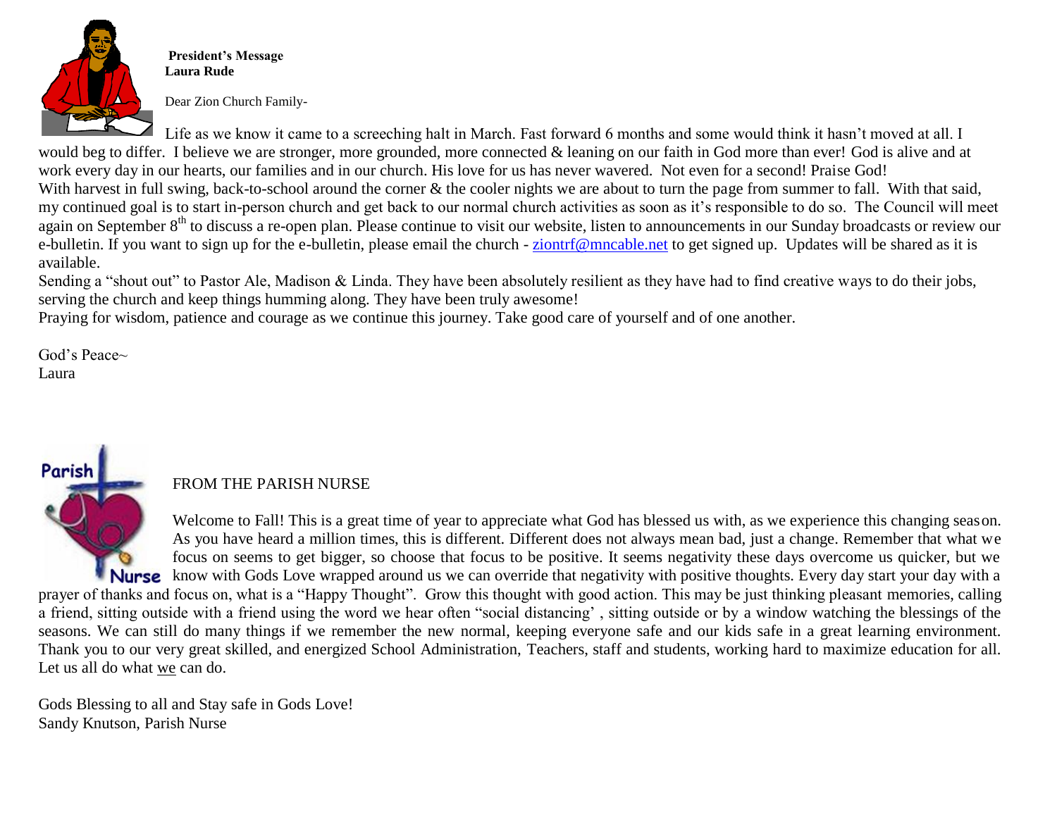**President's Message**
**Laura Rude**

Dear Zion Church Family-

Life as we know it came to a screeching halt in March. Fast forward 6 months and some would think it hasn't moved at all. I would beg to differ. I believe we are stronger, more grounded, more connected & leaning on our faith in God more than ever! God is alive and at work every day in our hearts, our families and in our church. His love for us has never wavered. Not even for a second! Praise God!

With harvest in full swing, back-to-school around the corner & the cooler nights we are about to turn the page from summer to fall. With that said, my continued goal is to start in-person church and get back to our normal church activities as soon as it's responsible to do so. The Council will meet again on September 8th to discuss a re-open plan. Please continue to visit our website, listen to announcements in our Sunday broadcasts or review our e-bulletin. If you want to sign up for the e-bulletin, please email the church - ziontrf@mncable.net to get signed up. Updates will be shared as it is available.

Sending a "shout out" to Pastor Ale, Madison & Linda. They have been absolutely resilient as they have had to find creative ways to do their jobs, serving the church and keep things humming along. They have been truly awesome!

Praying for wisdom, patience and courage as we continue this journey. Take good care of yourself and of one another.

God's Peace~
Laura

FROM THE PARISH NURSE

Welcome to Fall! This is a great time of year to appreciate what God has blessed us with, as we experience this changing season. As you have heard a million times, this is different. Different does not always mean bad, just a change. Remember that what we focus on seems to get bigger, so choose that focus to be positive. It seems negativity these days overcome us quicker, but we know with Gods Love wrapped around us we can override that negativity with positive thoughts. Every day start your day with a prayer of thanks and focus on, what is a "Happy Thought". Grow this thought with good action. This may be just thinking pleasant memories, calling a friend, sitting outside with a friend using the word we hear often "social distancing' , sitting outside or by a window watching the blessings of the seasons. We can still do many things if we remember the new normal, keeping everyone safe and our kids safe in a great learning environment. Thank you to our very great skilled, and energized School Administration, Teachers, staff and students, working hard to maximize education for all. Let us all do what <u>we</u> can do.

Gods Blessing to all and Stay safe in Gods Love!
Sandy Knutson, Parish Nurse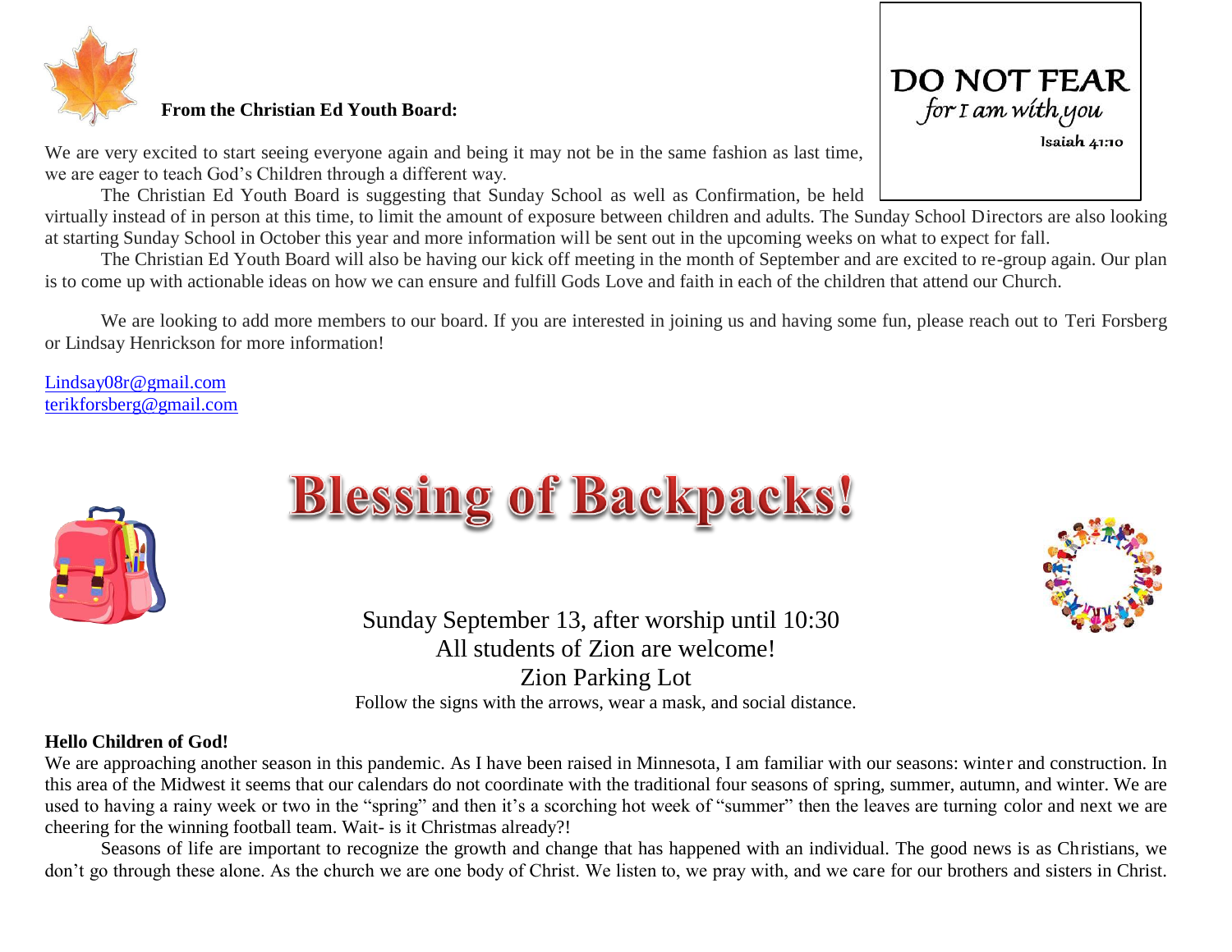**From the Christian Ed Youth Board:**

DO NOT FEAR
*for I am with you*
Isaiah 41:10

We are very excited to start seeing everyone again and being it may not be in the same fashion as last time, we are eager to teach God's Children through a different way.

The Christian Ed Youth Board is suggesting that Sunday School as well as Confirmation, be held virtually instead of in person at this time, to limit the amount of exposure between children and adults. The Sunday School Directors are also looking at starting Sunday School in October this year and more information will be sent out in the upcoming weeks on what to expect for fall.

The Christian Ed Youth Board will also be having our kick off meeting in the month of September and are excited to re-group again. Our plan is to come up with actionable ideas on how we can ensure and fulfill Gods Love and faith in each of the children that attend our Church.

We are looking to add more members to our board. If you are interested in joining us and having some fun, please reach out to Teri Forsberg or Lindsay Henrickson for more information!

Lindsay08r@gmail.com
terikforsberg@gmail.com

# Blessing of Backpacks!

Sunday September 13, after worship until 10:30
All students of Zion are welcome!
Zion Parking Lot
Follow the signs with the arrows, wear a mask, and social distance.

**Hello Children of God!**

We are approaching another season in this pandemic. As I have been raised in Minnesota, I am familiar with our seasons: winter and construction. In this area of the Midwest it seems that our calendars do not coordinate with the traditional four seasons of spring, summer, autumn, and winter. We are used to having a rainy week or two in the "spring" and then it's a scorching hot week of "summer" then the leaves are turning color and next we are cheering for the winning football team. Wait- is it Christmas already?!

Seasons of life are important to recognize the growth and change that has happened with an individual. The good news is as Christians, we don't go through these alone. As the church we are one body of Christ. We listen to, we pray with, and we care for our brothers and sisters in Christ.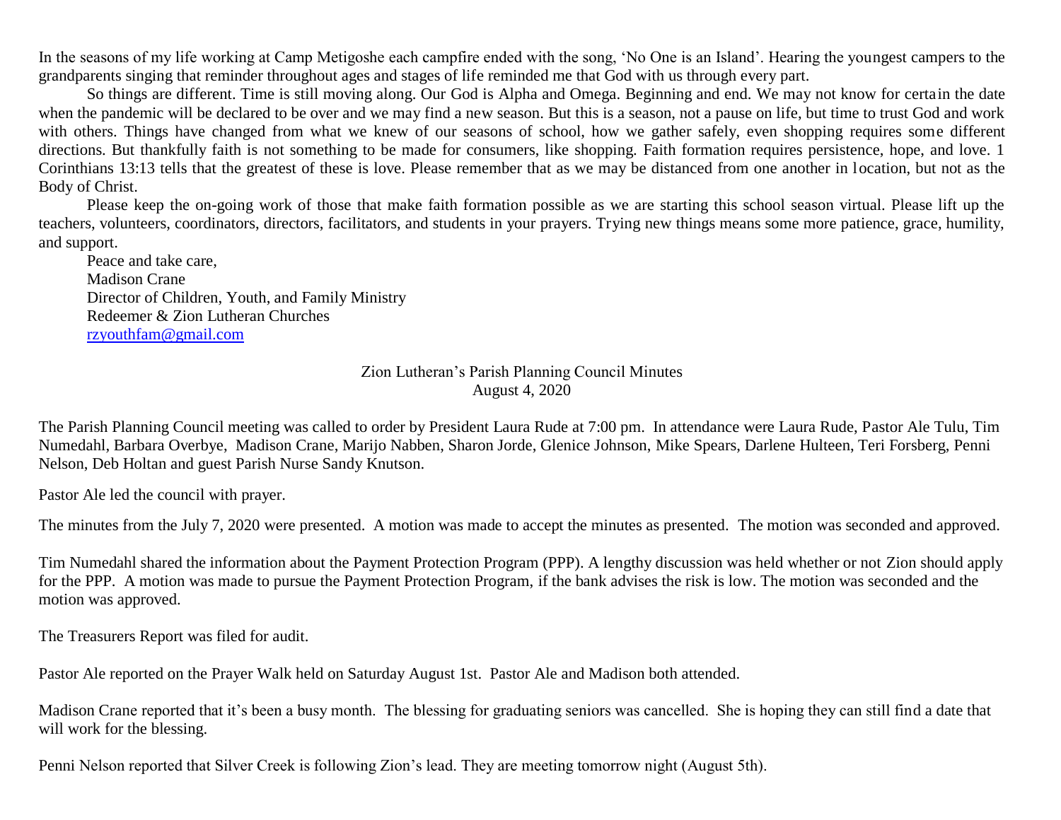In the seasons of my life working at Camp Metigoshe each campfire ended with the song, 'No One is an Island'. Hearing the youngest campers to the grandparents singing that reminder throughout ages and stages of life reminded me that God with us through every part.

So things are different. Time is still moving along. Our God is Alpha and Omega. Beginning and end. We may not know for certain the date when the pandemic will be declared to be over and we may find a new season. But this is a season, not a pause on life, but time to trust God and work with others. Things have changed from what we knew of our seasons of school, how we gather safely, even shopping requires some different directions. But thankfully faith is not something to be made for consumers, like shopping. Faith formation requires persistence, hope, and love. 1 Corinthians 13:13 tells that the greatest of these is love. Please remember that as we may be distanced from one another in location, but not as the Body of Christ.

Please keep the on-going work of those that make faith formation possible as we are starting this school season virtual. Please lift up the teachers, volunteers, coordinators, directors, facilitators, and students in your prayers. Trying new things means some more patience, grace, humility, and support.

Peace and take care,
Madison Crane
Director of Children, Youth, and Family Ministry
Redeemer & Zion Lutheran Churches
rzyouthfam@gmail.com

## Zion Lutheran's Parish Planning Council Minutes
## August 4, 2020

The Parish Planning Council meeting was called to order by President Laura Rude at 7:00 pm. In attendance were Laura Rude, Pastor Ale Tulu, Tim Numedahl, Barbara Overbye, Madison Crane, Marijo Nabben, Sharon Jorde, Glenice Johnson, Mike Spears, Darlene Hulteen, Teri Forsberg, Penni Nelson, Deb Holtan and guest Parish Nurse Sandy Knutson.

Pastor Ale led the council with prayer.

The minutes from the July 7, 2020 were presented. A motion was made to accept the minutes as presented. The motion was seconded and approved.

Tim Numedahl shared the information about the Payment Protection Program (PPP). A lengthy discussion was held whether or not Zion should apply for the PPP. A motion was made to pursue the Payment Protection Program, if the bank advises the risk is low. The motion was seconded and the motion was approved.

The Treasurers Report was filed for audit.

Pastor Ale reported on the Prayer Walk held on Saturday August 1st. Pastor Ale and Madison both attended.

Madison Crane reported that it's been a busy month. The blessing for graduating seniors was cancelled. She is hoping they can still find a date that will work for the blessing.

Penni Nelson reported that Silver Creek is following Zion's lead. They are meeting tomorrow night (August 5th).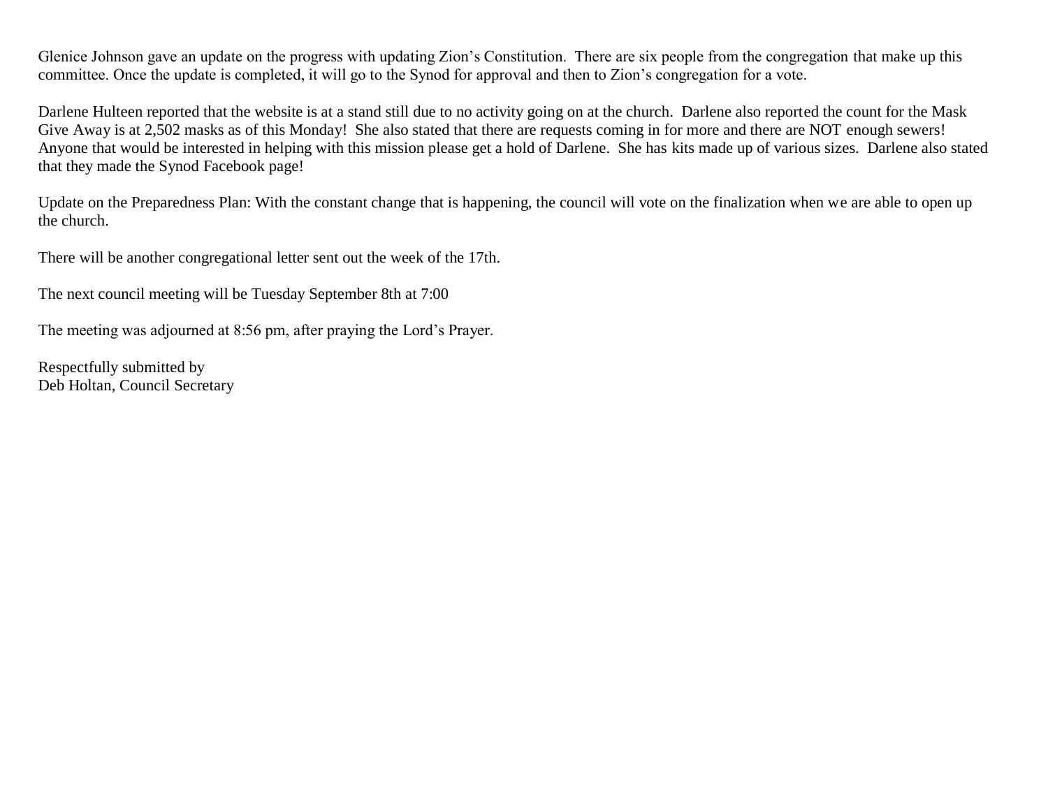Glenice Johnson gave an update on the progress with updating Zion's Constitution. There are six people from the congregation that make up this committee. Once the update is completed, it will go to the Synod for approval and then to Zion's congregation for a vote.

Darlene Hulteen reported that the website is at a stand still due to no activity going on at the church. Darlene also reported the count for the Mask Give Away is at 2,502 masks as of this Monday! She also stated that there are requests coming in for more and there are NOT enough sewers! Anyone that would be interested in helping with this mission please get a hold of Darlene. She has kits made up of various sizes. Darlene also stated that they made the Synod Facebook page!

Update on the Preparedness Plan: With the constant change that is happening, the council will vote on the finalization when we are able to open up the church.

There will be another congregational letter sent out the week of the 17th.

The next council meeting will be Tuesday September 8th at 7:00

The meeting was adjourned at 8:56 pm, after praying the Lord's Prayer.

Respectfully submitted by
Deb Holtan, Council Secretary